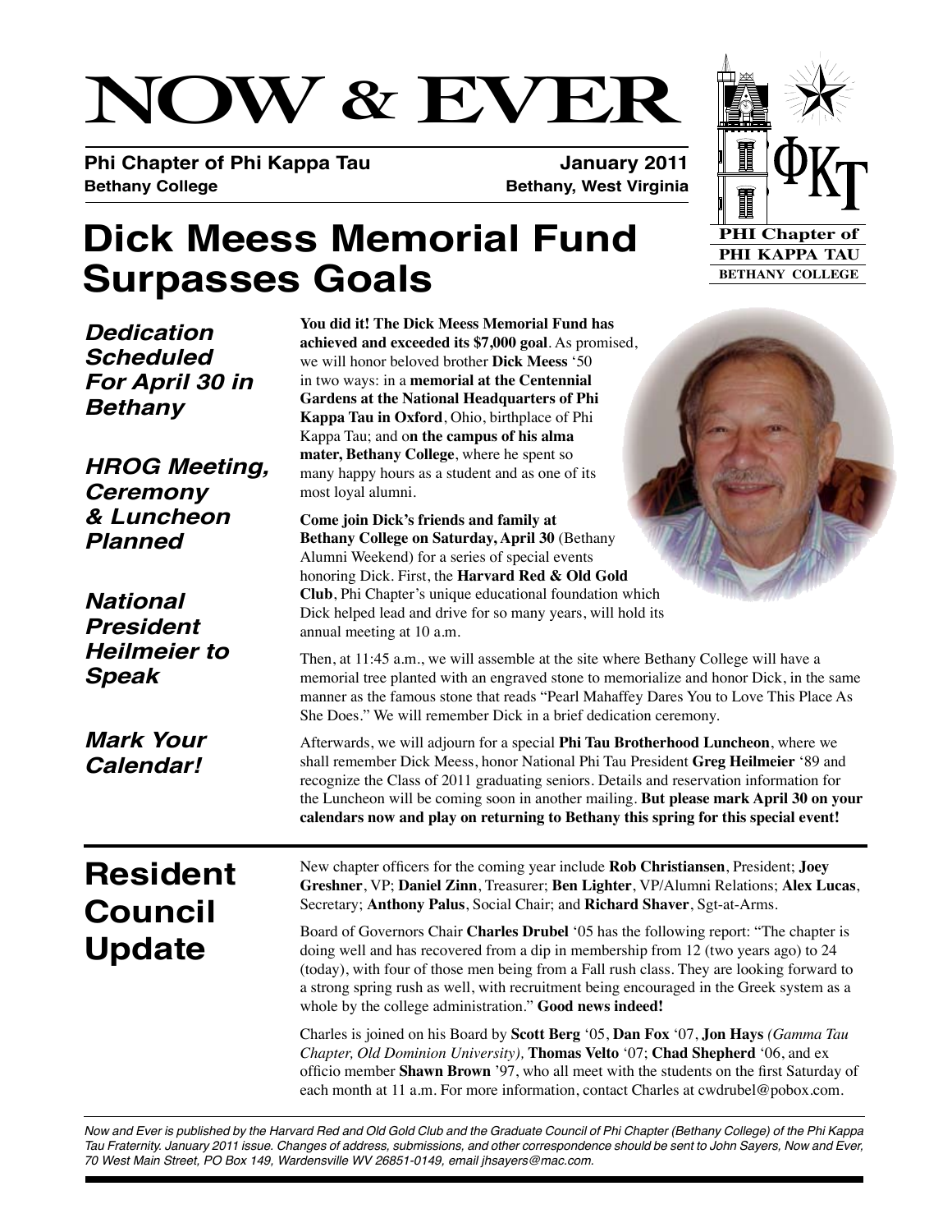# NOW & EVER

**Phi Chapter of Phi Kappa Tau** | **January 2011**
**Bethany College** | **Bethany, West Virginia**

# Dick Meess Memorial Fund Surpasses Goals

***Dedication Scheduled For April 30 in Bethany***

***HROG Meeting, Ceremony & Luncheon Planned***

***National President Heilmeier to Speak***

***Mark Your Calendar!***

**You did it! The Dick Meess Memorial Fund has achieved and exceeded its $7,000 goal**. As promised, we will honor beloved brother **Dick Meess** '50 in two ways: in a **memorial at the Centennial Gardens at the National Headquarters of Phi Kappa Tau in Oxford**, Ohio, birthplace of Phi Kappa Tau; and o**n the campus of his alma mater, Bethany College**, where he spent so many happy hours as a student and as one of its most loyal alumni.

**Come join Dick's friends and family at Bethany College on Saturday, April 30** (Bethany Alumni Weekend) for a series of special events honoring Dick. First, the **Harvard Red & Old Gold Club**, Phi Chapter's unique educational foundation which Dick helped lead and drive for so many years, will hold its annual meeting at 10 a.m.

Then, at 11:45 a.m., we will assemble at the site where Bethany College will have a memorial tree planted with an engraved stone to memorialize and honor Dick, in the same manner as the famous stone that reads "Pearl Mahaffey Dares You to Love This Place As She Does." We will remember Dick in a brief dedication ceremony.

Afterwards, we will adjourn for a special **Phi Tau Brotherhood Luncheon**, where we shall remember Dick Meess, honor National Phi Tau President **Greg Heilmeier** '89 and recognize the Class of 2011 graduating seniors. Details and reservation information for the Luncheon will be coming soon in another mailing. **But please mark April 30 on your calendars now and play on returning to Bethany this spring for this special event!**

## Resident Council Update

New chapter officers for the coming year include **Rob Christiansen**, President; **Joey Greshner**, VP; **Daniel Zinn**, Treasurer; **Ben Lighter**, VP/Alumni Relations; **Alex Lucas**, Secretary; **Anthony Palus**, Social Chair; and **Richard Shaver**, Sgt-at-Arms.

Board of Governors Chair **Charles Drubel** '05 has the following report: "The chapter is doing well and has recovered from a dip in membership from 12 (two years ago) to 24 (today), with four of those men being from a Fall rush class. They are looking forward to a strong spring rush as well, with recruitment being encouraged in the Greek system as a whole by the college administration." **Good news indeed!**

Charles is joined on his Board by **Scott Berg** '05, **Dan Fox** '07, **Jon Hays** *(Gamma Tau Chapter, Old Dominion University)*, **Thomas Velto** '07; **Chad Shepherd** '06, and ex officio member **Shawn Brown** '97, who all meet with the students on the first Saturday of each month at 11 a.m. For more information, contact Charles at cwdrubel@pobox.com.

*Now and Ever is published by the Harvard Red and Old Gold Club and the Graduate Council of Phi Chapter (Bethany College) of the Phi Kappa Tau Fraternity. January 2011 issue. Changes of address, submissions, and other correspondence should be sent to John Sayers, Now and Ever, 70 West Main Street, PO Box 149, Wardensville WV 26851-0149, email jhsayers@mac.com.*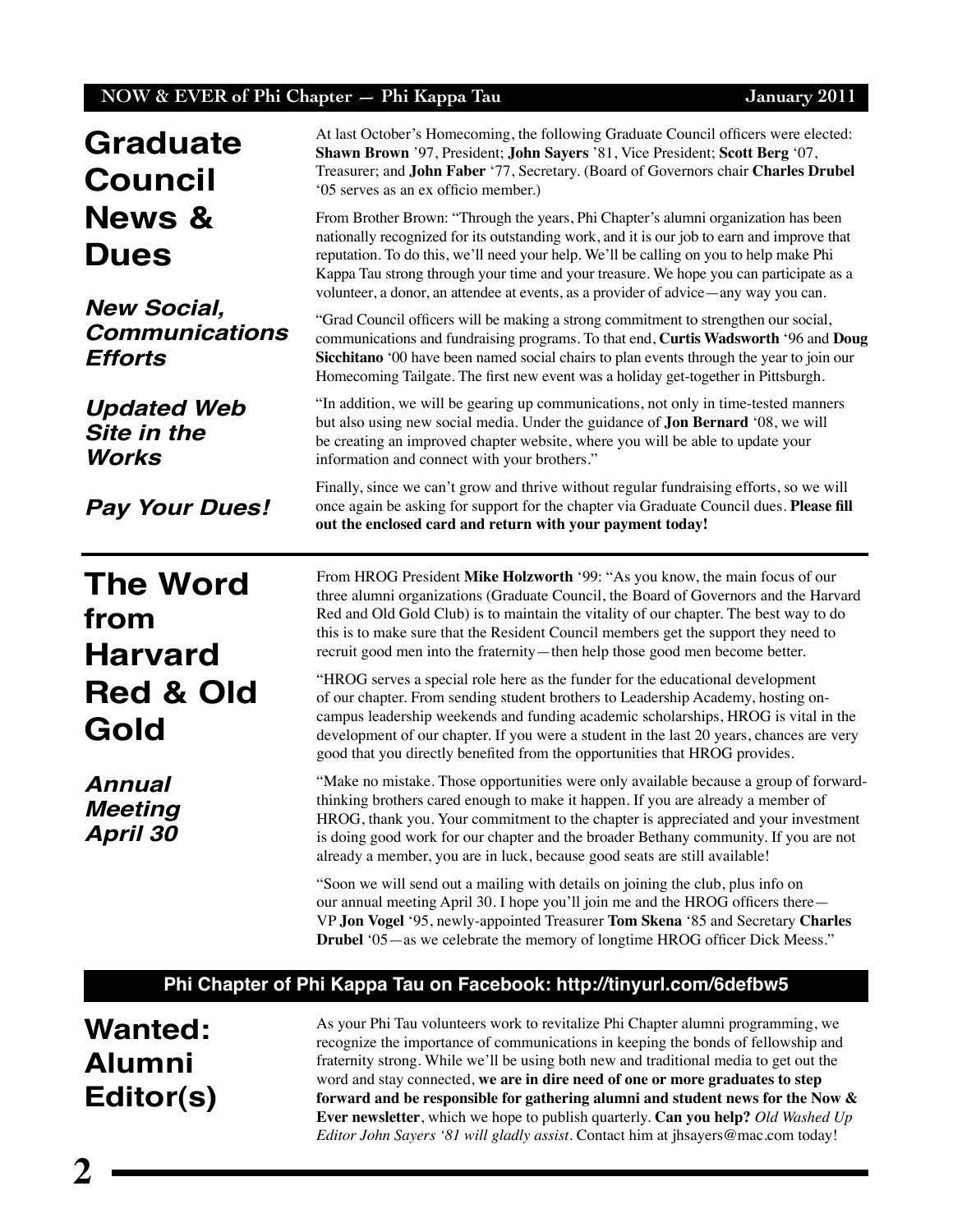## Graduate Council News & Dues

### *New Social, Communications Efforts*

### *Updated Web Site in the Works*

### *Pay Your Dues!*

At last October's Homecoming, the following Graduate Council officers were elected: **Shawn Brown** '97, President; **John Sayers** '81, Vice President; **Scott Berg** '07, Treasurer; and **John Faber** '77, Secretary. (Board of Governors chair **Charles Drubel** '05 serves as an ex officio member.)

From Brother Brown: "Through the years, Phi Chapter's alumni organization has been nationally recognized for its outstanding work, and it is our job to earn and improve that reputation. To do this, we'll need your help. We'll be calling on you to help make Phi Kappa Tau strong through your time and your treasure. We hope you can participate as a volunteer, a donor, an attendee at events, as a provider of advice—any way you can.

"Grad Council officers will be making a strong commitment to strengthen our social, communications and fundraising programs. To that end, **Curtis Wadsworth** '96 and **Doug Sicchitano** '00 have been named social chairs to plan events through the year to join our Homecoming Tailgate. The first new event was a holiday get-together in Pittsburgh.

"In addition, we will be gearing up communications, not only in time-tested manners but also using new social media. Under the guidance of **Jon Bernard** '08, we will be creating an improved chapter website, where you will be able to update your information and connect with your brothers."

Finally, since we can't grow and thrive without regular fundraising efforts, so we will once again be asking for support for the chapter via Graduate Council dues. **Please fill out the enclosed card and return with your payment today!**

## The Word from Harvard Red & Old Gold

### *Annual Meeting April 30*

From HROG President **Mike Holzworth** '99: "As you know, the main focus of our three alumni organizations (Graduate Council, the Board of Governors and the Harvard Red and Old Gold Club) is to maintain the vitality of our chapter. The best way to do this is to make sure that the Resident Council members get the support they need to recruit good men into the fraternity—then help those good men become better.

"HROG serves a special role here as the funder for the educational development of our chapter. From sending student brothers to Leadership Academy, hosting on-campus leadership weekends and funding academic scholarships, HROG is vital in the development of our chapter. If you were a student in the last 20 years, chances are very good that you directly benefited from the opportunities that HROG provides.

"Make no mistake. Those opportunities were only available because a group of forward-thinking brothers cared enough to make it happen. If you are already a member of HROG, thank you. Your commitment to the chapter is appreciated and your investment is doing good work for our chapter and the broader Bethany community. If you are not already a member, you are in luck, because good seats are still available!

"Soon we will send out a mailing with details on joining the club, plus info on our annual meeting April 30. I hope you'll join me and the HROG officers there—VP **Jon Vogel** '95, newly-appointed Treasurer **Tom Skena** '85 and Secretary **Charles Drubel** '05—as we celebrate the memory of longtime HROG officer Dick Meess."

**Phi Chapter of Phi Kappa Tau on Facebook: http://tinyurl.com/6defbw5**

## Wanted: Alumni Editor(s)

As your Phi Tau volunteers work to revitalize Phi Chapter alumni programming, we recognize the importance of communications in keeping the bonds of fellowship and fraternity strong. While we'll be using both new and traditional media to get out the word and stay connected, **we are in dire need of one or more graduates to step forward and be responsible for gathering alumni and student news for the Now & Ever newsletter**, which we hope to publish quarterly. **Can you help?** *Old Washed Up Editor John Sayers '81 will gladly assist*. Contact him at jhsayers@mac.com today!